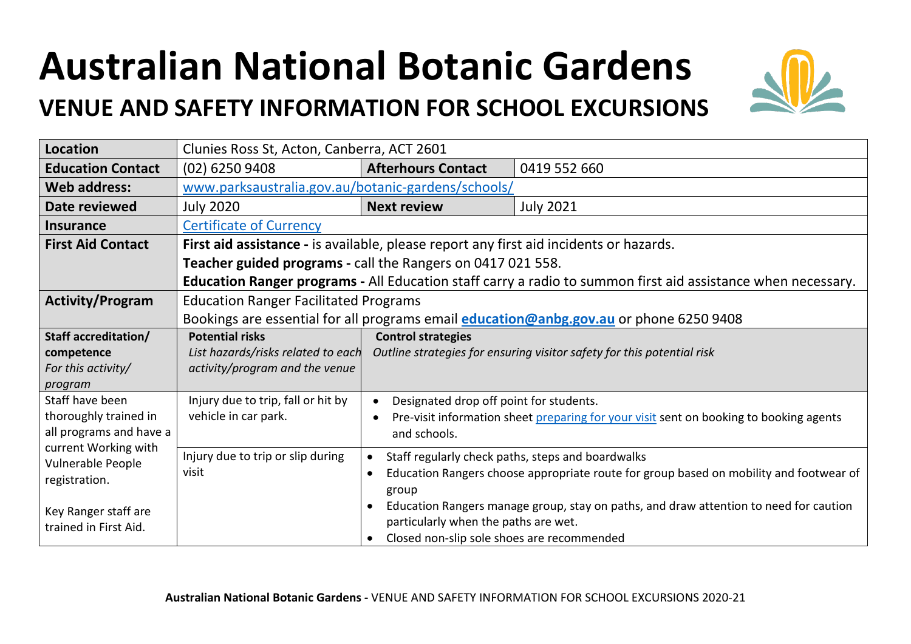# Australian National Botanic Gardens

## VENUE AND SAFETY INFORMATION FOR SCHOOL EXCURSIONS

| **Location** | Clunies Ross St, Acton, Canberra, ACT 2601 | | |
|---|---|---|---|
| **Education Contact** | (02) 6250 9408 | **Afterhours Contact** | 0419 552 660 |
| **Web address:** | www.parksaustralia.gov.au/botanic-gardens/schools/ | | |
| **Date reviewed** | July 2020 | **Next review** | July 2021 |
| **Insurance** | Certificate of Currency | | |
| **First Aid Contact** | **First aid assistance -** is available, please report any first aid incidents or hazards.<br>**Teacher guided programs -** call the Rangers on 0417 021 558.<br>**Education Ranger programs -** All Education staff carry a radio to summon first aid assistance when necessary. | | |
| **Activity/Program** | Education Ranger Facilitated Programs<br>Bookings are essential for all programs email **education@anbg.gov.au** or phone 6250 9408 | | |

| **Staff accreditation/ competence** *For this activity/ program* | **Potential risks** *List hazards/risks related to each activity/program and the venue* | **Control strategies** *Outline strategies for ensuring visitor safety for this potential risk* |
|---|---|---|
| Staff have been thoroughly trained in all programs and have a current Working with Vulnerable People registration.<br><br>Key Ranger staff are trained in First Aid. | Injury due to trip, fall or hit by vehicle in car park. | • Designated drop off point for students.<br>• Pre-visit information sheet preparing for your visit sent on booking to booking agents and schools. |
| | Injury due to trip or slip during visit | • Staff regularly check paths, steps and boardwalks<br>• Education Rangers choose appropriate route for group based on mobility and footwear of group<br>• Education Rangers manage group, stay on paths, and draw attention to need for caution particularly when the paths are wet.<br>• Closed non-slip sole shoes are recommended |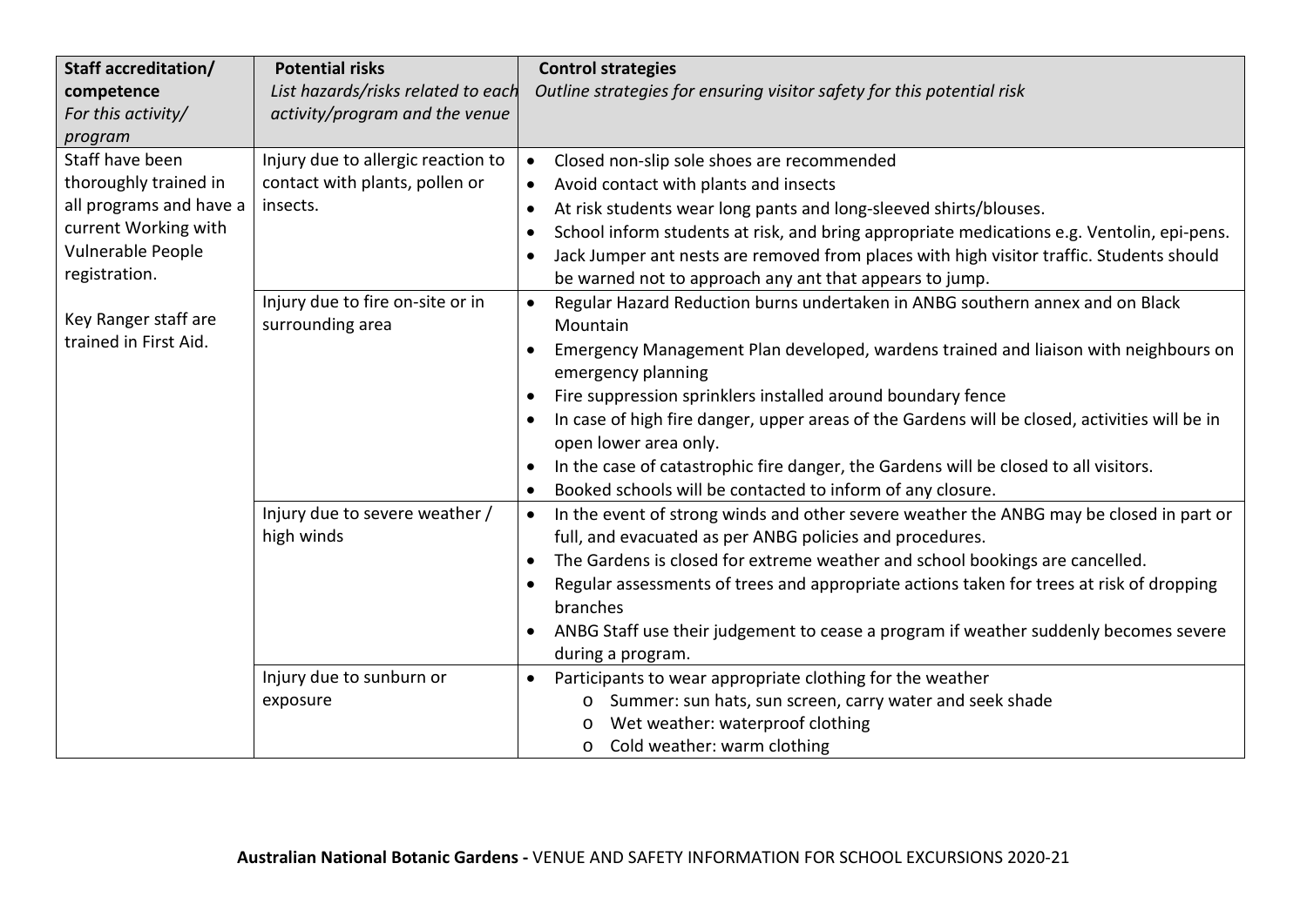| **Staff accreditation/ competence** *For this activity/ program* | **Potential risks** *List hazards/risks related to each activity/program and the venue* | **Control strategies** *Outline strategies for ensuring visitor safety for this potential risk* |
|---|---|---|
| Staff have been thoroughly trained in all programs and have a current Working with Vulnerable People registration.<br><br>Key Ranger staff are trained in First Aid. | Injury due to allergic reaction to contact with plants, pollen or insects. | • Closed non-slip sole shoes are recommended<br>• Avoid contact with plants and insects<br>• At risk students wear long pants and long-sleeved shirts/blouses.<br>• School inform students at risk, and bring appropriate medications e.g. Ventolin, epi-pens.<br>• Jack Jumper ant nests are removed from places with high visitor traffic. Students should be warned not to approach any ant that appears to jump. |
| | Injury due to fire on-site or in surrounding area | • Regular Hazard Reduction burns undertaken in ANBG southern annex and on Black Mountain<br>• Emergency Management Plan developed, wardens trained and liaison with neighbours on emergency planning<br>• Fire suppression sprinklers installed around boundary fence<br>• In case of high fire danger, upper areas of the Gardens will be closed, activities will be in open lower area only.<br>• In the case of catastrophic fire danger, the Gardens will be closed to all visitors.<br>• Booked schools will be contacted to inform of any closure. |
| | Injury due to severe weather / high winds | • In the event of strong winds and other severe weather the ANBG may be closed in part or full, and evacuated as per ANBG policies and procedures.<br>• The Gardens is closed for extreme weather and school bookings are cancelled.<br>• Regular assessments of trees and appropriate actions taken for trees at risk of dropping branches<br>• ANBG Staff use their judgement to cease a program if weather suddenly becomes severe during a program. |
| | Injury due to sunburn or exposure | • Participants to wear appropriate clothing for the weather<br>&nbsp;&nbsp;&nbsp;&nbsp;o Summer: sun hats, sun screen, carry water and seek shade<br>&nbsp;&nbsp;&nbsp;&nbsp;o Wet weather: waterproof clothing<br>&nbsp;&nbsp;&nbsp;&nbsp;o Cold weather: warm clothing |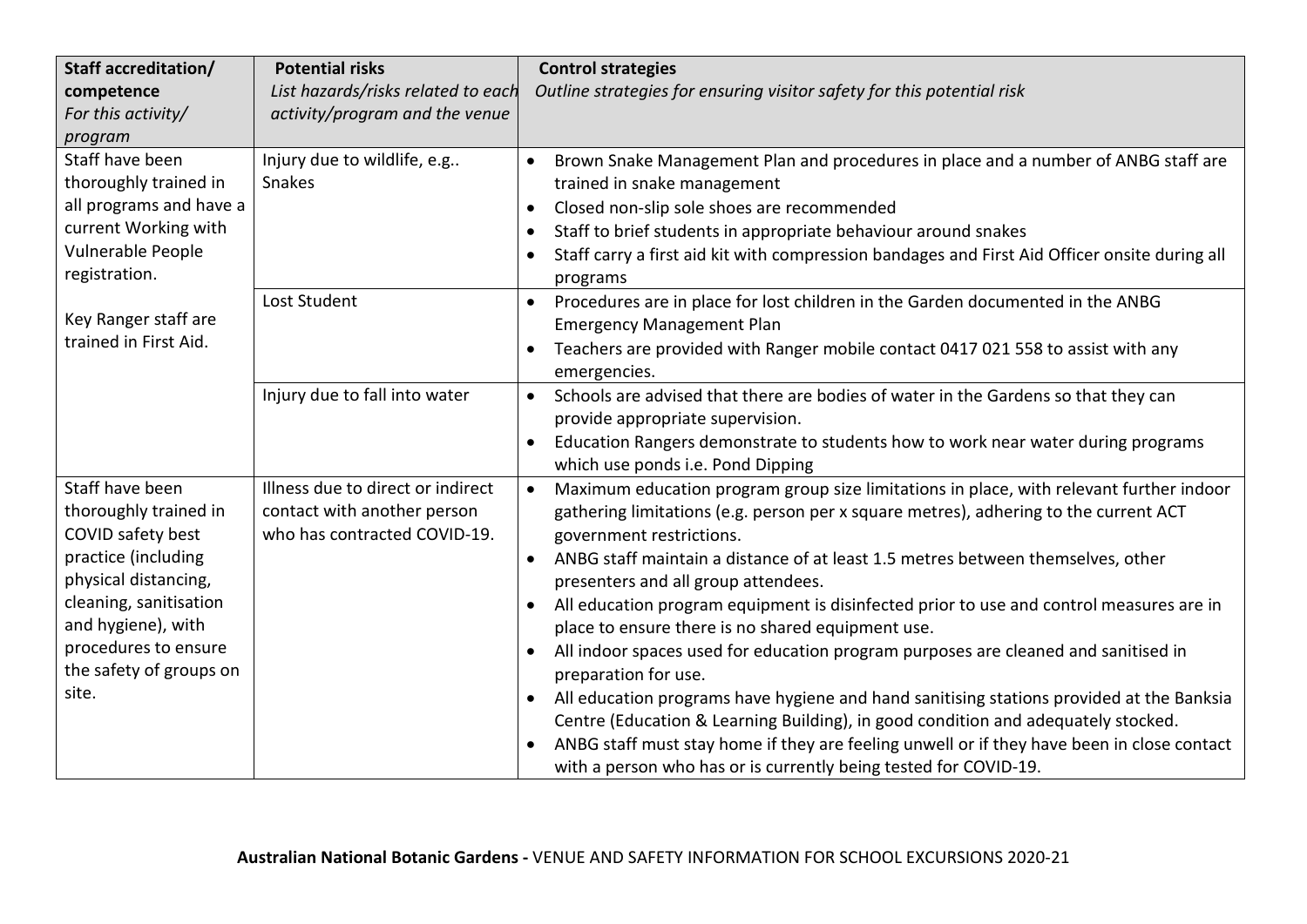| **Staff accreditation/ competence** *For this activity/ program* | **Potential risks** *List hazards/risks related to each activity/program and the venue* | **Control strategies** *Outline strategies for ensuring visitor safety for this potential risk* |
|---|---|---|
| Staff have been thoroughly trained in all programs and have a current Working with Vulnerable People registration.<br><br>Key Ranger staff are trained in First Aid. | Injury due to wildlife, e.g.. Snakes | • Brown Snake Management Plan and procedures in place and a number of ANBG staff are trained in snake management<br>• Closed non-slip sole shoes are recommended<br>• Staff to brief students in appropriate behaviour around snakes<br>• Staff carry a first aid kit with compression bandages and First Aid Officer onsite during all programs |
| | Lost Student | • Procedures are in place for lost children in the Garden documented in the ANBG Emergency Management Plan<br>• Teachers are provided with Ranger mobile contact 0417 021 558 to assist with any emergencies. |
| | Injury due to fall into water | • Schools are advised that there are bodies of water in the Gardens so that they can provide appropriate supervision.<br>• Education Rangers demonstrate to students how to work near water during programs which use ponds i.e. Pond Dipping |
| Staff have been thoroughly trained in COVID safety best practice (including physical distancing, cleaning, sanitisation and hygiene), with procedures to ensure the safety of groups on site. | Illness due to direct or indirect contact with another person who has contracted COVID-19. | • Maximum education program group size limitations in place, with relevant further indoor gathering limitations (e.g. person per x square metres), adhering to the current ACT government restrictions.<br>• ANBG staff maintain a distance of at least 1.5 metres between themselves, other presenters and all group attendees.<br>• All education program equipment is disinfected prior to use and control measures are in place to ensure there is no shared equipment use.<br>• All indoor spaces used for education program purposes are cleaned and sanitised in preparation for use.<br>• All education programs have hygiene and hand sanitising stations provided at the Banksia Centre (Education & Learning Building), in good condition and adequately stocked.<br>• ANBG staff must stay home if they are feeling unwell or if they have been in close contact with a person who has or is currently being tested for COVID-19. |